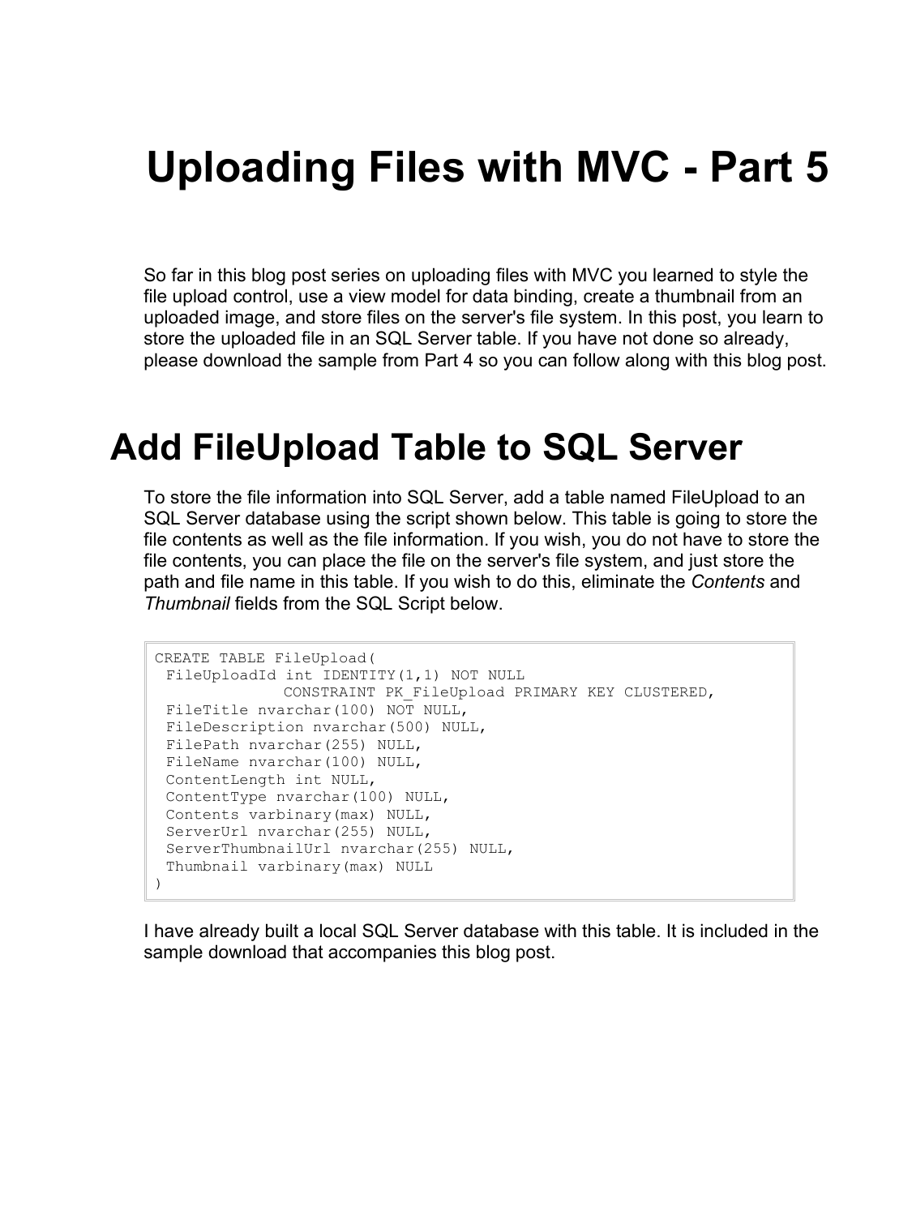# Uploading Files with MVC - Part 5

So far in this blog post series on uploading files with MVC you learned to style the file upload control, use a view model for data binding, create a thumbnail from an uploaded image, and store files on the server's file system. In this post, you learn to store the uploaded file in an SQL Server table. If you have not done so already, please download the sample from Part 4 so you can follow along with this blog post.

## Add FileUpload Table to SQL Server

To store the file information into SQL Server, add a table named FileUpload to an SQL Server database using the script shown below. This table is going to store the file contents as well as the file information. If you wish, you do not have to store the file contents, you can place the file on the server's file system, and just store the path and file name in this table. If you wish to do this, eliminate the *Contents* and *Thumbnail* fields from the SQL Script below.

```
CREATE TABLE FileUpload(
 FileUploadId int IDENTITY(1,1) NOT NULL
             CONSTRAINT PK_FileUpload PRIMARY KEY CLUSTERED,
 FileTitle nvarchar(100) NOT NULL,
 FileDescription nvarchar(500) NULL,
 FilePath nvarchar(255) NULL,
 FileName nvarchar(100) NULL,
 ContentLength int NULL,
 ContentType nvarchar(100) NULL,
 Contents varbinary(max) NULL,
 ServerUrl nvarchar(255) NULL,
 ServerThumbnailUrl nvarchar(255) NULL,
 Thumbnail varbinary(max) NULL
)
```

I have already built a local SQL Server database with this table. It is included in the sample download that accompanies this blog post.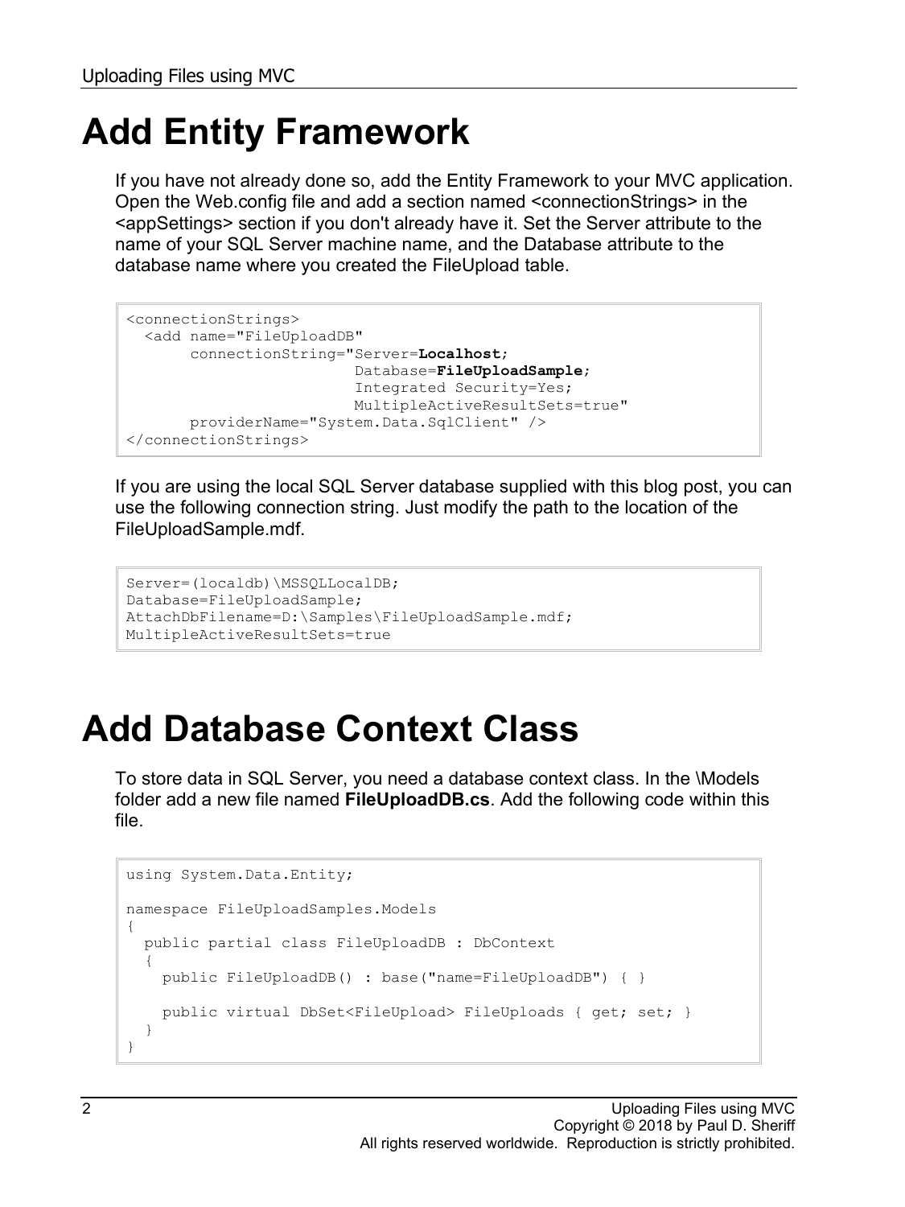# Add Entity Framework

If you have not already done so, add the Entity Framework to your MVC application. Open the Web.config file and add a section named <connectionStrings> in the <appSettings> section if you don't already have it. Set the Server attribute to the name of your SQL Server machine name, and the Database attribute to the database name where you created the FileUpload table.

```
<connectionStrings>
  <add name="FileUploadDB"
       connectionString="Server=Localhost;
                        Database=FileUploadSample;
                        Integrated Security=Yes;
                        MultipleActiveResultSets=true"
       providerName="System.Data.SqlClient" />
</connectionStrings>
```

If you are using the local SQL Server database supplied with this blog post, you can use the following connection string. Just modify the path to the location of the FileUploadSample.mdf.

```
Server=(localdb)\MSSQLLocalDB;
Database=FileUploadSample;
AttachDbFilename=D:\Samples\FileUploadSample.mdf;
MultipleActiveResultSets=true
```

# Add Database Context Class

To store data in SQL Server, you need a database context class. In the \Models folder add a new file named **FileUploadDB.cs**. Add the following code within this file.

```
using System.Data.Entity;

namespace FileUploadSamples.Models
{
  public partial class FileUploadDB : DbContext
  {
    public FileUploadDB() : base("name=FileUploadDB") { }

    public virtual DbSet<FileUpload> FileUploads { get; set; }
  }
}
```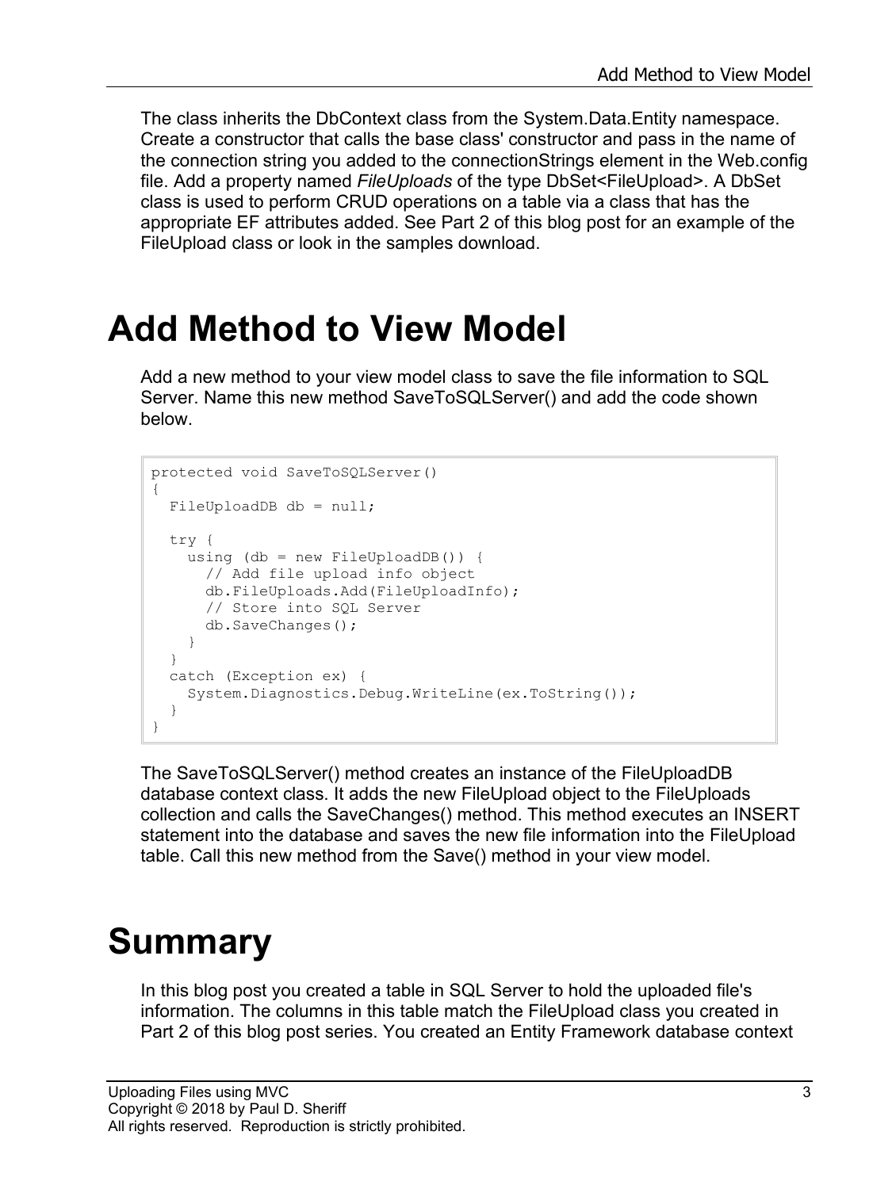The class inherits the DbContext class from the System.Data.Entity namespace. Create a constructor that calls the base class' constructor and pass in the name of the connection string you added to the connectionStrings element in the Web.config file. Add a property named *FileUploads* of the type DbSet<FileUpload>. A DbSet class is used to perform CRUD operations on a table via a class that has the appropriate EF attributes added. See Part 2 of this blog post for an example of the FileUpload class or look in the samples download.

# Add Method to View Model

Add a new method to your view model class to save the file information to SQL Server. Name this new method SaveToSQLServer() and add the code shown below.

```
protected void SaveToSQLServer()
{
  FileUploadDB db = null;

  try {
    using (db = new FileUploadDB()) {
      // Add file upload info object
      db.FileUploads.Add(FileUploadInfo);
      // Store into SQL Server
      db.SaveChanges();
    }
  }
  catch (Exception ex) {
    System.Diagnostics.Debug.WriteLine(ex.ToString());
  }
}
```

The SaveToSQLServer() method creates an instance of the FileUploadDB database context class. It adds the new FileUpload object to the FileUploads collection and calls the SaveChanges() method. This method executes an INSERT statement into the database and saves the new file information into the FileUpload table. Call this new method from the Save() method in your view model.

# Summary

In this blog post you created a table in SQL Server to hold the uploaded file's information. The columns in this table match the FileUpload class you created in Part 2 of this blog post series. You created an Entity Framework database context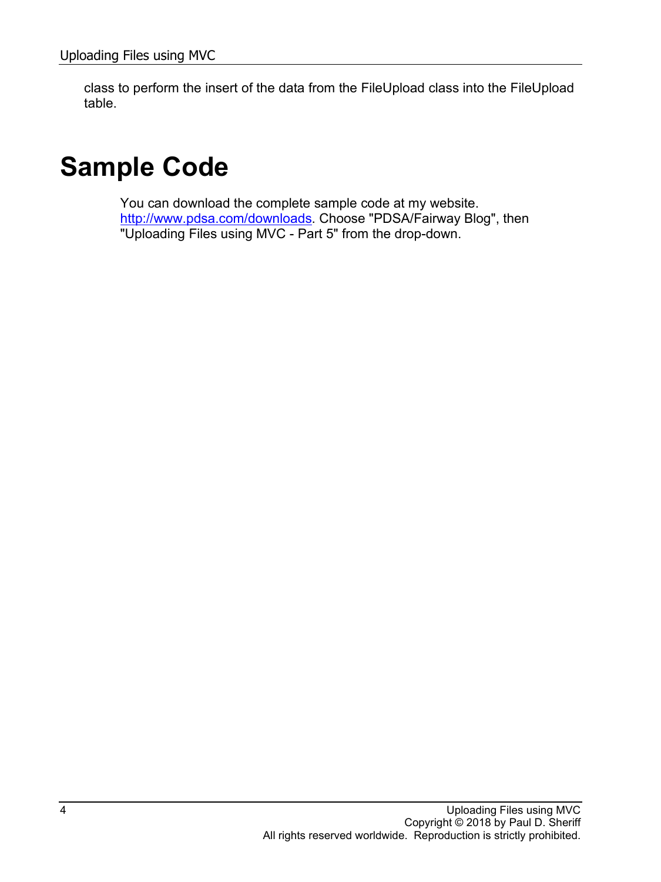class to perform the insert of the data from the FileUpload class into the FileUpload table.

# Sample Code

You can download the complete sample code at my website. [http://www.pdsa.com/downloads](http://www.pdsa.com/downloads). Choose "PDSA/Fairway Blog", then "Uploading Files using MVC - Part 5" from the drop-down.